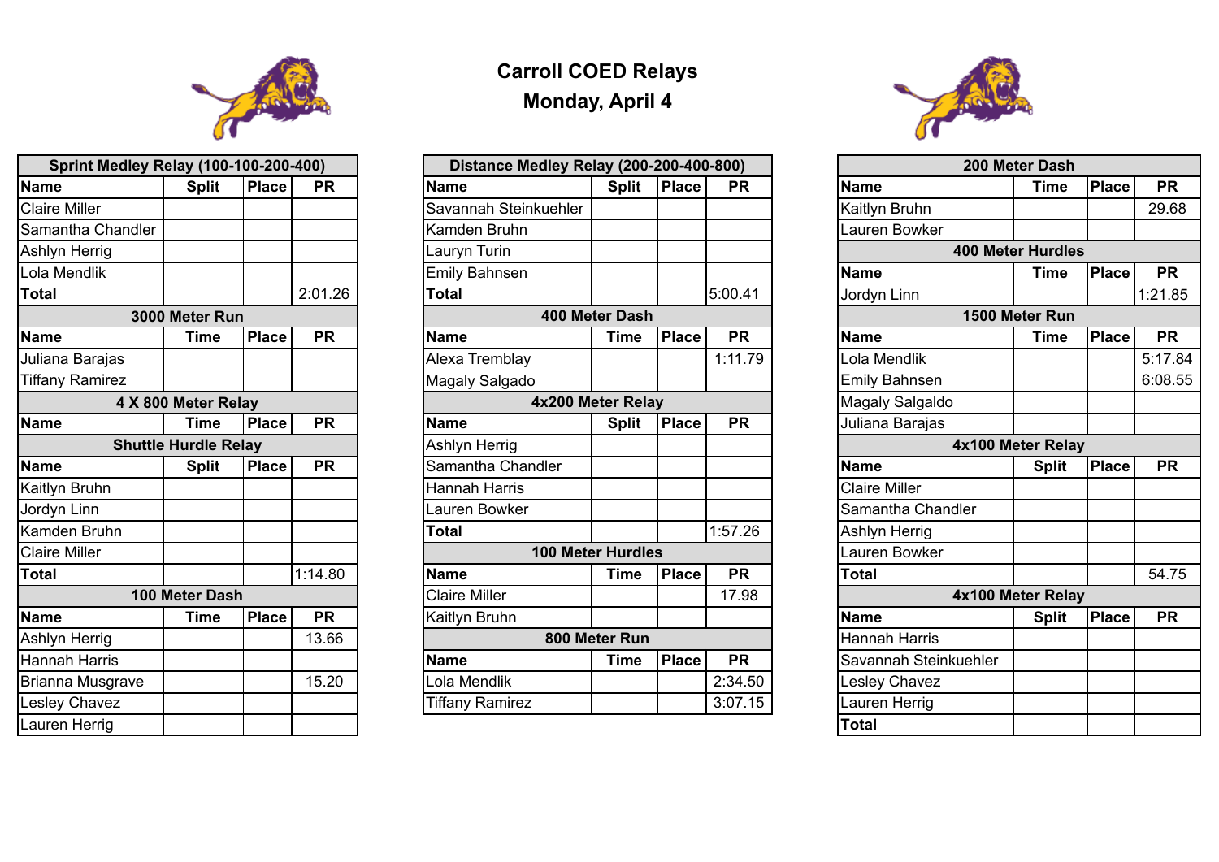# Carroll COED Relays

## Monday, April 4

| Sprint Medley Relay (100-100-200-400) | | | |
|---|---|---|---|
| **Name** | **Split** | **Place** | **PR** |
| Claire Miller | | | |
| Samantha Chandler | | | |
| Ashlyn Herrig | | | |
| Lola Mendlik | | | |
| **Total** | | | 2:01.26 |
| **3000 Meter Run** | | | |
| **Name** | **Time** | **Place** | **PR** |
| Juliana Barajas | | | |
| Tiffany Ramirez | | | |
| **4 X 800 Meter Relay** | | | |
| **Name** | **Time** | **Place** | **PR** |
| **Shuttle Hurdle Relay** | | | |
| **Name** | **Split** | **Place** | **PR** |
| Kaitlyn Bruhn | | | |
| Jordyn Linn | | | |
| Kamden Bruhn | | | |
| Claire Miller | | | |
| **Total** | | | 1:14.80 |
| **100 Meter Dash** | | | |
| **Name** | **Time** | **Place** | **PR** |
| Ashlyn Herrig | | | 13.66 |
| Hannah Harris | | | |
| Brianna Musgrave | | | 15.20 |
| Lesley Chavez | | | |
| Lauren Herrig | | | |

| Distance Medley Relay (200-200-400-800) | | | |
|---|---|---|---|
| **Name** | **Split** | **Place** | **PR** |
| Savannah Steinkuehler | | | |
| Kamden Bruhn | | | |
| Lauryn Turin | | | |
| Emily Bahnsen | | | |
| **Total** | | | 5:00.41 |
| **400 Meter Dash** | | | |
| **Name** | **Time** | **Place** | **PR** |
| Alexa Tremblay | | | 1:11.79 |
| Magaly Salgado | | | |
| **4x200 Meter Relay** | | | |
| **Name** | **Split** | **Place** | **PR** |
| Ashlyn Herrig | | | |
| Samantha Chandler | | | |
| Hannah Harris | | | |
| Lauren Bowker | | | |
| **Total** | | | 1:57.26 |
| **100 Meter Hurdles** | | | |
| **Name** | **Time** | **Place** | **PR** |
| Claire Miller | | | 17.98 |
| Kaitlyn Bruhn | | | |
| **800 Meter Run** | | | |
| **Name** | **Time** | **Place** | **PR** |
| Lola Mendlik | | | 2:34.50 |
| Tiffany Ramirez | | | 3:07.15 |

| 200 Meter Dash | | | |
|---|---|---|---|
| **Name** | **Time** | **Place** | **PR** |
| Kaitlyn Bruhn | | | 29.68 |
| Lauren Bowker | | | |
| **400 Meter Hurdles** | | | |
| **Name** | **Time** | **Place** | **PR** |
| Jordyn Linn | | | 1:21.85 |
| **1500 Meter Run** | | | |
| **Name** | **Time** | **Place** | **PR** |
| Lola Mendlik | | | 5:17.84 |
| Emily Bahnsen | | | 6:08.55 |
| Magaly Salgaldo | | | |
| Juliana Barajas | | | |
| **4x100 Meter Relay** | | | |
| **Name** | **Split** | **Place** | **PR** |
| Claire Miller | | | |
| Samantha Chandler | | | |
| Ashlyn Herrig | | | |
| Lauren Bowker | | | |
| **Total** | | | 54.75 |
| **4x100 Meter Relay** | | | |
| **Name** | **Split** | **Place** | **PR** |
| Hannah Harris | | | |
| Savannah Steinkuehler | | | |
| Lesley Chavez | | | |
| Lauren Herrig | | | |
| **Total** | | | |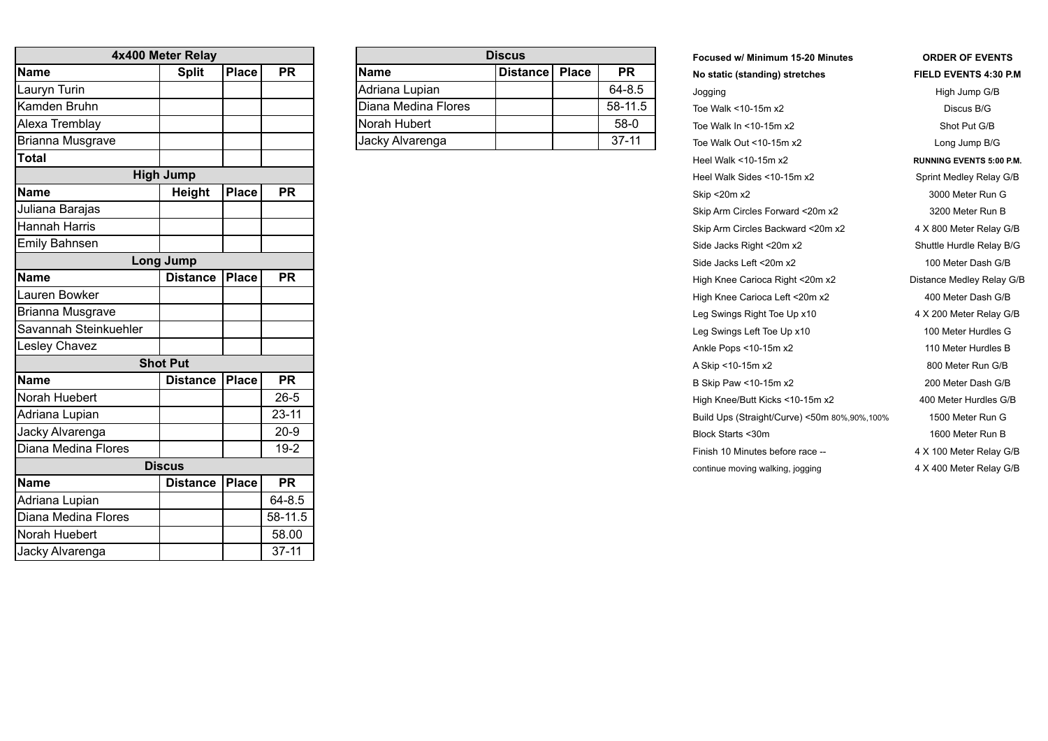| 4x400 Meter Relay | | | |
|---|---|---|---|
| **Name** | **Split** | **Place** | **PR** |
| Lauryn Turin | | | |
| Kamden Bruhn | | | |
| Alexa Tremblay | | | |
| Brianna Musgrave | | | |
| **Total** | | | |

| High Jump | | | |
|---|---|---|---|
| **Name** | **Height** | **Place** | **PR** |
| Juliana Barajas | | | |
| Hannah Harris | | | |
| Emily Bahnsen | | | |

| Long Jump | | | |
|---|---|---|---|
| **Name** | **Distance** | **Place** | **PR** |
| Lauren Bowker | | | |
| Brianna Musgrave | | | |
| Savannah Steinkuehler | | | |
| Lesley Chavez | | | |

| Shot Put | | | |
|---|---|---|---|
| **Name** | **Distance** | **Place** | **PR** |
| Norah Huebert | | | 26-5 |
| Adriana Lupian | | | 23-11 |
| Jacky Alvarenga | | | 20-9 |
| Diana Medina Flores | | | 19-2 |

| Discus | | | |
|---|---|---|---|
| **Name** | **Distance** | **Place** | **PR** |
| Adriana Lupian | | | 64-8.5 |
| Diana Medina Flores | | | 58-11.5 |
| Norah Huebert | | | 58.00 |
| Jacky Alvarenga | | | 37-11 |

| Discus | | | |
|---|---|---|---|
| **Name** | **Distance** | **Place** | **PR** |
| Adriana Lupian | | | 64-8.5 |
| Diana Medina Flores | | | 58-11.5 |
| Norah Hubert | | | 58-0 |
| Jacky Alvarenga | | | 37-11 |

**Focused w/ Minimum 15-20 Minutes**

**No static (standing) stretches**

- Jogging
- Toe Walk <10-15m x2
- Toe Walk In <10-15m x2
- Toe Walk Out <10-15m x2
- Heel Walk <10-15m x2
- Heel Walk Sides <10-15m x2
- Skip <20m x2
- Skip Arm Circles Forward <20m x2
- Skip Arm Circles Backward <20m x2
- Side Jacks Right <20m x2
- Side Jacks Left <20m x2
- High Knee Carioca Right <20m x2
- High Knee Carioca Left <20m x2
- Leg Swings Right Toe Up x10
- Leg Swings Left Toe Up x10
- Ankle Pops <10-15m x2
- A Skip <10-15m x2
- B Skip Paw <10-15m x2
- High Knee/Butt Kicks <10-15m x2
- Build Ups (Straight/Curve) <50m 80%,90%,100%
- Block Starts <30m
- Finish 10 Minutes before race -- continue moving walking, jogging

**ORDER OF EVENTS**

**FIELD EVENTS 4:30 P.M**

- High Jump G/B
- Discus B/G
- Shot Put G/B
- Long Jump B/G

**RUNNING EVENTS 5:00 P.M.**

- Sprint Medley Relay G/B
- 3000 Meter Run G
- 3200 Meter Run B
- 4 X 800 Meter Relay G/B
- Shuttle Hurdle Relay B/G
- 100 Meter Dash G/B
- Distance Medley Relay G/B
- 400 Meter Dash G/B
- 4 X 200 Meter Relay G/B
- 100 Meter Hurdles G
- 110 Meter Hurdles B
- 800 Meter Run G/B
- 200 Meter Dash G/B
- 400 Meter Hurdles G/B
- 1500 Meter Run G
- 1600 Meter Run B
- 4 X 100 Meter Relay G/B
- 4 X 400 Meter Relay G/B